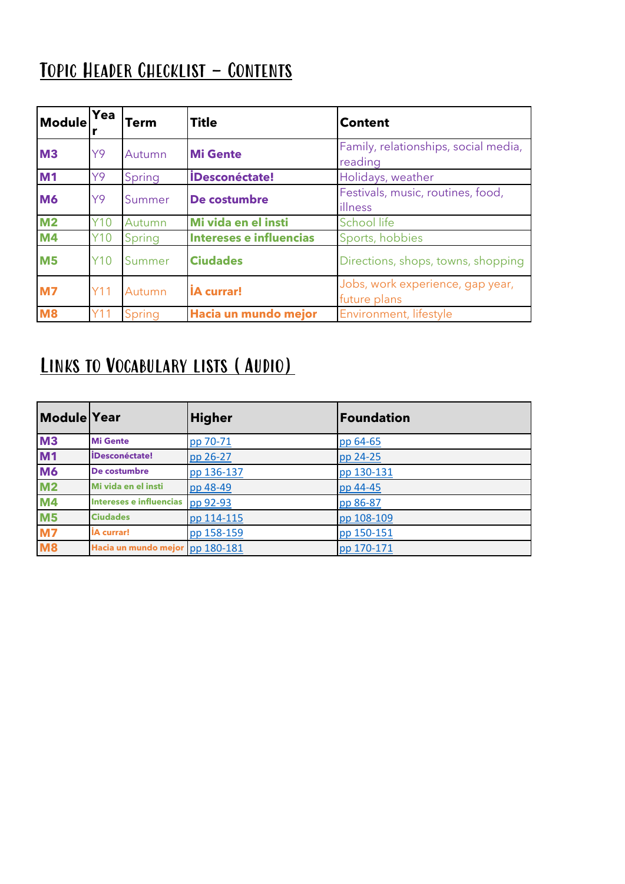## Topic Header Checklist – Contents

| Module | Year | Term | Title | Content |
|---|---|---|---|---|
| **M3** | Y9 | Autumn | **Mi Gente** | Family, relationships, social media, reading |
| **M1** | Y9 | Spring | **¡Desconéctate!** | Holidays, weather |
| **M6** | Y9 | Summer | **De costumbre** | Festivals, music, routines, food, illness |
| **M2** | Y10 | Autumn | **Mi vida en el insti** | School life |
| **M4** | Y10 | Spring | **Intereses e influencias** | Sports, hobbies |
| **M5** | Y10 | Summer | **Ciudades** | Directions, shops, towns, shopping |
| **M7** | Y11 | Autumn | **¡A currar!** | Jobs, work experience, gap year, future plans |
| **M8** | Y11 | Spring | **Hacia un mundo mejor** | Environment, lifestyle |

## Links to Vocabulary lists ( Audio)

| Module | Year | Higher | Foundation |
|---|---|---|---|
| **M3** | **Mi Gente** | pp 70-71 | pp 64-65 |
| **M1** | **¡Desconéctate!** | pp 26-27 | pp 24-25 |
| **M6** | **De costumbre** | pp 136-137 | pp 130-131 |
| **M2** | **Mi vida en el insti** | pp 48-49 | pp 44-45 |
| **M4** | **Intereses e influencias** | pp 92-93 | pp 86-87 |
| **M5** | **Ciudades** | pp 114-115 | pp 108-109 |
| **M7** | **¡A currar!** | pp 158-159 | pp 150-151 |
| **M8** | **Hacia un mundo mejor** | pp 180-181 | pp 170-171 |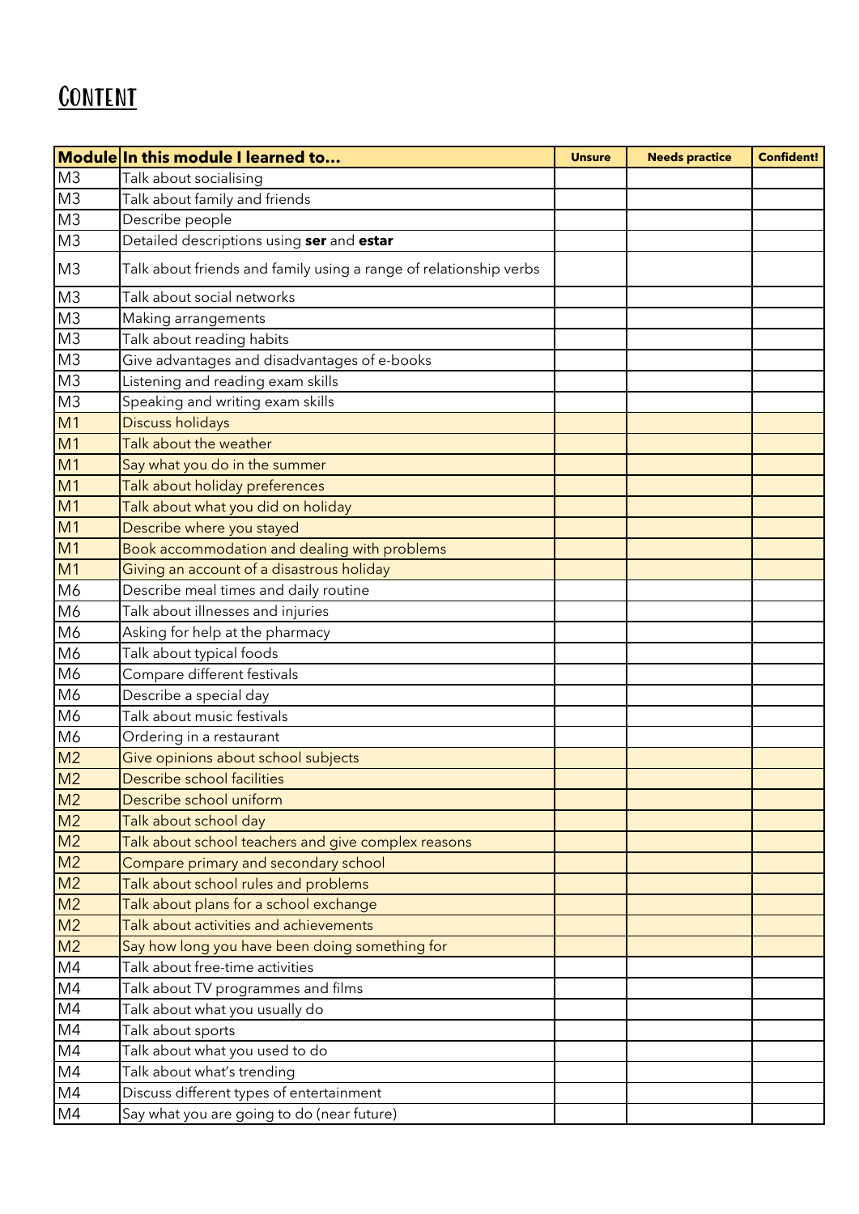# Content

| Module | In this module I learned to... | Unsure | Needs practice | Confident! |
|---|---|---|---|---|
| M3 | Talk about socialising | | | |
| M3 | Talk about family and friends | | | |
| M3 | Describe people | | | |
| M3 | Detailed descriptions using **ser** and **estar** | | | |
| M3 | Talk about friends and family using a range of relationship verbs | | | |
| M3 | Talk about social networks | | | |
| M3 | Making arrangements | | | |
| M3 | Talk about reading habits | | | |
| M3 | Give advantages and disadvantages of e-books | | | |
| M3 | Listening and reading exam skills | | | |
| M3 | Speaking and writing exam skills | | | |
| M1 | Discuss holidays | | | |
| M1 | Talk about the weather | | | |
| M1 | Say what you do in the summer | | | |
| M1 | Talk about holiday preferences | | | |
| M1 | Talk about what you did on holiday | | | |
| M1 | Describe where you stayed | | | |
| M1 | Book accommodation and dealing with problems | | | |
| M1 | Giving an account of a disastrous holiday | | | |
| M6 | Describe meal times and daily routine | | | |
| M6 | Talk about illnesses and injuries | | | |
| M6 | Asking for help at the pharmacy | | | |
| M6 | Talk about typical foods | | | |
| M6 | Compare different festivals | | | |
| M6 | Describe a special day | | | |
| M6 | Talk about music festivals | | | |
| M6 | Ordering in a restaurant | | | |
| M2 | Give opinions about school subjects | | | |
| M2 | Describe school facilities | | | |
| M2 | Describe school uniform | | | |
| M2 | Talk about school day | | | |
| M2 | Talk about school teachers and give complex reasons | | | |
| M2 | Compare primary and secondary school | | | |
| M2 | Talk about school rules and problems | | | |
| M2 | Talk about plans for a school exchange | | | |
| M2 | Talk about activities and achievements | | | |
| M2 | Say how long you have been doing something for | | | |
| M4 | Talk about free-time activities | | | |
| M4 | Talk about TV programmes and films | | | |
| M4 | Talk about what you usually do | | | |
| M4 | Talk about sports | | | |
| M4 | Talk about what you used to do | | | |
| M4 | Talk about what's trending | | | |
| M4 | Discuss different types of entertainment | | | |
| M4 | Say what you are going to do (near future) | | | |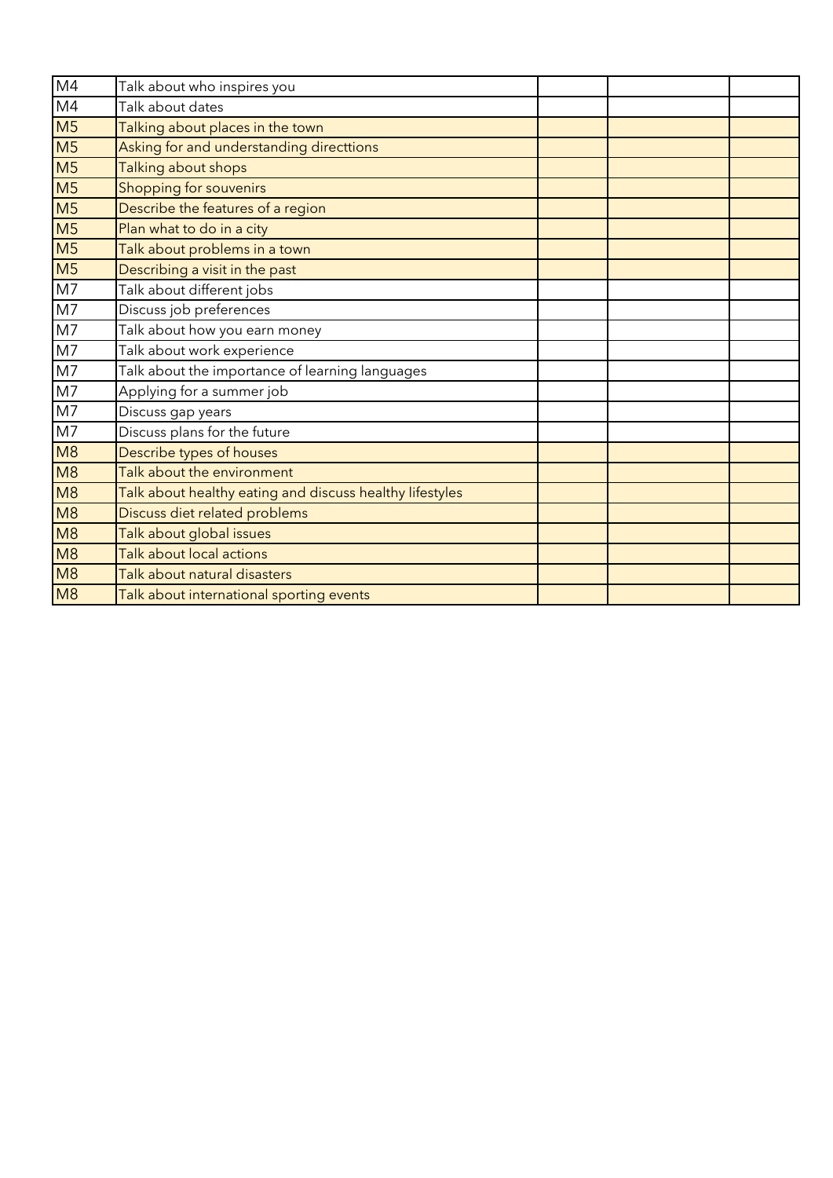| | | | | |
|---|---|---|---|---|
| M4 | Talk about who inspires you | | | |
| M4 | Talk about dates | | | |
| M5 | Talking about places in the town | | | |
| M5 | Asking for and understanding directtions | | | |
| M5 | Talking about shops | | | |
| M5 | Shopping for souvenirs | | | |
| M5 | Describe the features of a region | | | |
| M5 | Plan what to do in a city | | | |
| M5 | Talk about problems in a town | | | |
| M5 | Describing a visit in the past | | | |
| M7 | Talk about different jobs | | | |
| M7 | Discuss job preferences | | | |
| M7 | Talk about how you earn money | | | |
| M7 | Talk about work experience | | | |
| M7 | Talk about the importance of learning languages | | | |
| M7 | Applying for a summer job | | | |
| M7 | Discuss gap years | | | |
| M7 | Discuss plans for the future | | | |
| M8 | Describe types of houses | | | |
| M8 | Talk about the environment | | | |
| M8 | Talk about healthy eating and discuss healthy lifestyles | | | |
| M8 | Discuss diet related problems | | | |
| M8 | Talk about global issues | | | |
| M8 | Talk about local actions | | | |
| M8 | Talk about natural disasters | | | |
| M8 | Talk about international sporting events | | | |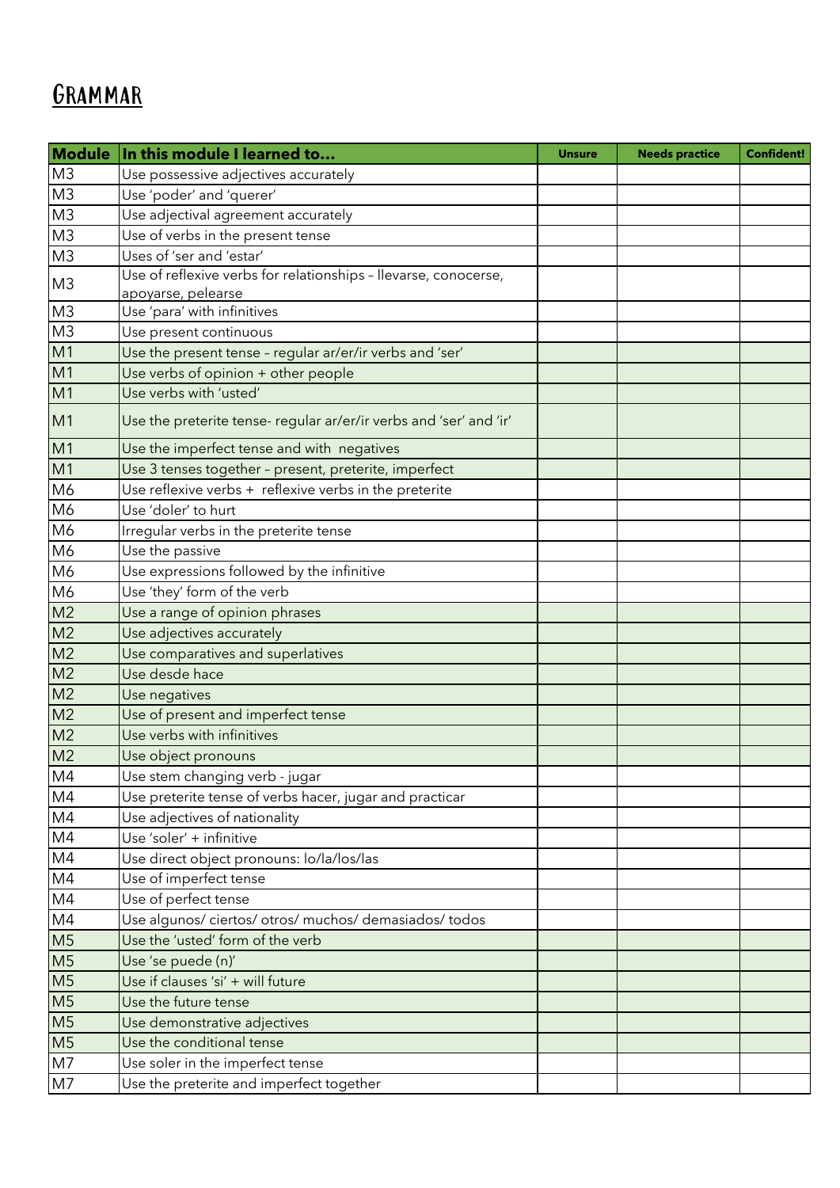# Grammar

| Module | In this module I learned to… | Unsure | Needs practice | Confident! |
|---|---|---|---|---|
| M3 | Use possessive adjectives accurately | | | |
| M3 | Use 'poder' and 'querer' | | | |
| M3 | Use adjectival agreement accurately | | | |
| M3 | Use of verbs in the present tense | | | |
| M3 | Uses of 'ser and 'estar' | | | |
| M3 | Use of reflexive verbs for relationships – llevarse, conocerse, apoyarse, pelearse | | | |
| M3 | Use 'para' with infinitives | | | |
| M3 | Use present continuous | | | |
| M1 | Use the present tense – regular ar/er/ir verbs and 'ser' | | | |
| M1 | Use verbs of opinion + other people | | | |
| M1 | Use verbs with 'usted' | | | |
| M1 | Use the preterite tense- regular ar/er/ir verbs and 'ser' and 'ir' | | | |
| M1 | Use the imperfect tense and with negatives | | | |
| M1 | Use 3 tenses together – present, preterite, imperfect | | | |
| M6 | Use reflexive verbs + reflexive verbs in the preterite | | | |
| M6 | Use 'doler' to hurt | | | |
| M6 | Irregular verbs in the preterite tense | | | |
| M6 | Use the passive | | | |
| M6 | Use expressions followed by the infinitive | | | |
| M6 | Use 'they' form of the verb | | | |
| M2 | Use a range of opinion phrases | | | |
| M2 | Use adjectives accurately | | | |
| M2 | Use comparatives and superlatives | | | |
| M2 | Use desde hace | | | |
| M2 | Use negatives | | | |
| M2 | Use of present and imperfect tense | | | |
| M2 | Use verbs with infinitives | | | |
| M2 | Use object pronouns | | | |
| M4 | Use stem changing verb - jugar | | | |
| M4 | Use preterite tense of verbs hacer, jugar and practicar | | | |
| M4 | Use adjectives of nationality | | | |
| M4 | Use 'soler' + infinitive | | | |
| M4 | Use direct object pronouns: lo/la/los/las | | | |
| M4 | Use of imperfect tense | | | |
| M4 | Use of perfect tense | | | |
| M4 | Use algunos/ ciertos/ otros/ muchos/ demasiados/ todos | | | |
| M5 | Use the 'usted' form of the verb | | | |
| M5 | Use 'se puede (n)' | | | |
| M5 | Use if clauses 'si' + will future | | | |
| M5 | Use the future tense | | | |
| M5 | Use demonstrative adjectives | | | |
| M5 | Use the conditional tense | | | |
| M7 | Use soler in the imperfect tense | | | |
| M7 | Use the preterite and imperfect together | | | |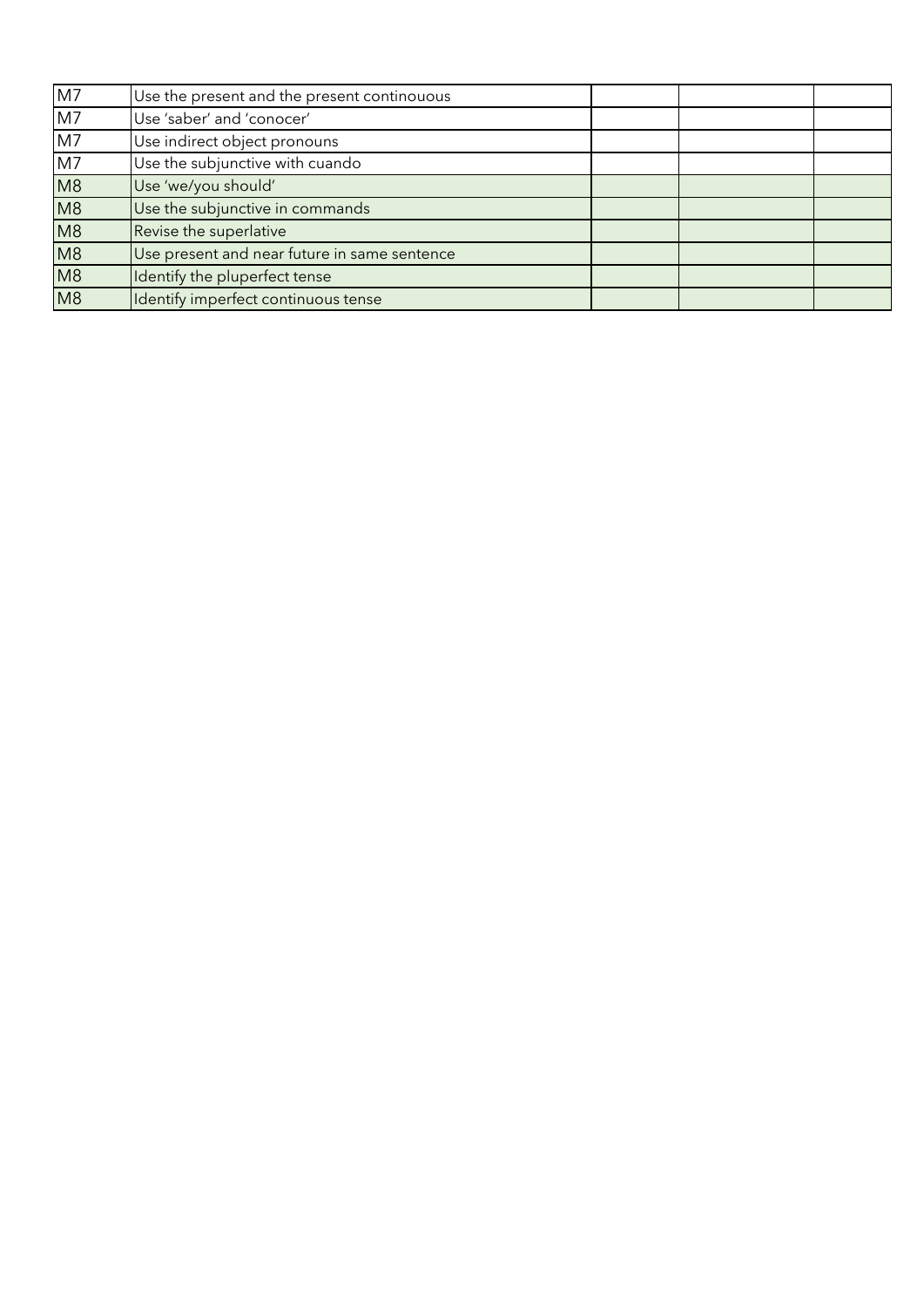| | | | | |
|---|---|---|---|---|
| M7 | Use the present and the present continouous | | | |
| M7 | Use 'saber' and 'conocer' | | | |
| M7 | Use indirect object pronouns | | | |
| M7 | Use the subjunctive with cuando | | | |
| M8 | Use 'we/you should' | | | |
| M8 | Use the subjunctive in commands | | | |
| M8 | Revise the superlative | | | |
| M8 | Use present and near future in same sentence | | | |
| M8 | Identify the pluperfect tense | | | |
| M8 | Identify imperfect continuous tense | | | |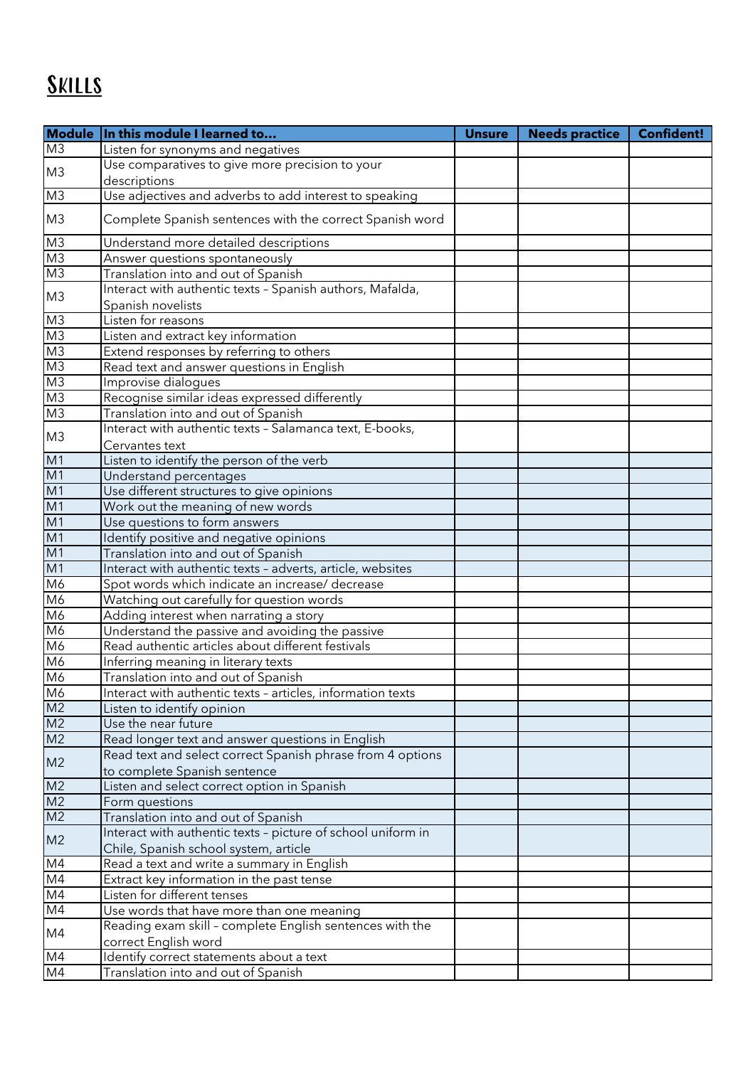# Skills

| Module | In this module I learned to… | Unsure | Needs practice | Confident! |
|---|---|---|---|---|
| M3 | Listen for synonyms and negatives | | | |
| M3 | Use comparatives to give more precision to your descriptions | | | |
| M3 | Use adjectives and adverbs to add interest to speaking | | | |
| M3 | Complete Spanish sentences with the correct Spanish word | | | |
| M3 | Understand more detailed descriptions | | | |
| M3 | Answer questions spontaneously | | | |
| M3 | Translation into and out of Spanish | | | |
| M3 | Interact with authentic texts – Spanish authors, Mafalda, Spanish novelists | | | |
| M3 | Listen for reasons | | | |
| M3 | Listen and extract key information | | | |
| M3 | Extend responses by referring to others | | | |
| M3 | Read text and answer questions in English | | | |
| M3 | Improvise dialogues | | | |
| M3 | Recognise similar ideas expressed differently | | | |
| M3 | Translation into and out of Spanish | | | |
| M3 | Interact with authentic texts – Salamanca text, E-books, Cervantes text | | | |
| M1 | Listen to identify the person of the verb | | | |
| M1 | Understand percentages | | | |
| M1 | Use different structures to give opinions | | | |
| M1 | Work out the meaning of new words | | | |
| M1 | Use questions to form answers | | | |
| M1 | Identify positive and negative opinions | | | |
| M1 | Translation into and out of Spanish | | | |
| M1 | Interact with authentic texts – adverts, article, websites | | | |
| M6 | Spot words which indicate an increase/ decrease | | | |
| M6 | Watching out carefully for question words | | | |
| M6 | Adding interest when narrating a story | | | |
| M6 | Understand the passive and avoiding the passive | | | |
| M6 | Read authentic articles about different festivals | | | |
| M6 | Inferring meaning in literary texts | | | |
| M6 | Translation into and out of Spanish | | | |
| M6 | Interact with authentic texts – articles, information texts | | | |
| M2 | Listen to identify opinion | | | |
| M2 | Use the near future | | | |
| M2 | Read longer text and answer questions in English | | | |
| M2 | Read text and select correct Spanish phrase from 4 options to complete Spanish sentence | | | |
| M2 | Listen and select correct option in Spanish | | | |
| M2 | Form questions | | | |
| M2 | Translation into and out of Spanish | | | |
| M2 | Interact with authentic texts – picture of school uniform in Chile, Spanish school system, article | | | |
| M4 | Read a text and write a summary in English | | | |
| M4 | Extract key information in the past tense | | | |
| M4 | Listen for different tenses | | | |
| M4 | Use words that have more than one meaning | | | |
| M4 | Reading exam skill – complete English sentences with the correct English word | | | |
| M4 | Identify correct statements about a text | | | |
| M4 | Translation into and out of Spanish | | | |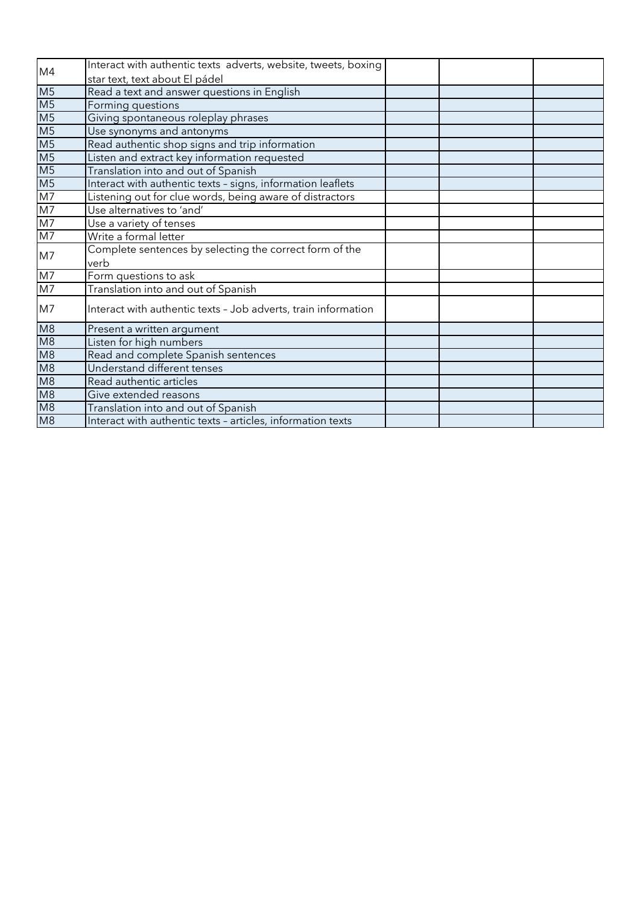| | | | | |
|---|---|---|---|---|
| M4 | Interact with authentic texts adverts, website, tweets, boxing star text, text about El pádel | | | |
| M5 | Read a text and answer questions in English | | | |
| M5 | Forming questions | | | |
| M5 | Giving spontaneous roleplay phrases | | | |
| M5 | Use synonyms and antonyms | | | |
| M5 | Read authentic shop signs and trip information | | | |
| M5 | Listen and extract key information requested | | | |
| M5 | Translation into and out of Spanish | | | |
| M5 | Interact with authentic texts – signs, information leaflets | | | |
| M7 | Listening out for clue words, being aware of distractors | | | |
| M7 | Use alternatives to 'and' | | | |
| M7 | Use a variety of tenses | | | |
| M7 | Write a formal letter | | | |
| M7 | Complete sentences by selecting the correct form of the verb | | | |
| M7 | Form questions to ask | | | |
| M7 | Translation into and out of Spanish | | | |
| M7 | Interact with authentic texts – Job adverts, train information | | | |
| M8 | Present a written argument | | | |
| M8 | Listen for high numbers | | | |
| M8 | Read and complete Spanish sentences | | | |
| M8 | Understand different tenses | | | |
| M8 | Read authentic articles | | | |
| M8 | Give extended reasons | | | |
| M8 | Translation into and out of Spanish | | | |
| M8 | Interact with authentic texts – articles, information texts | | | |